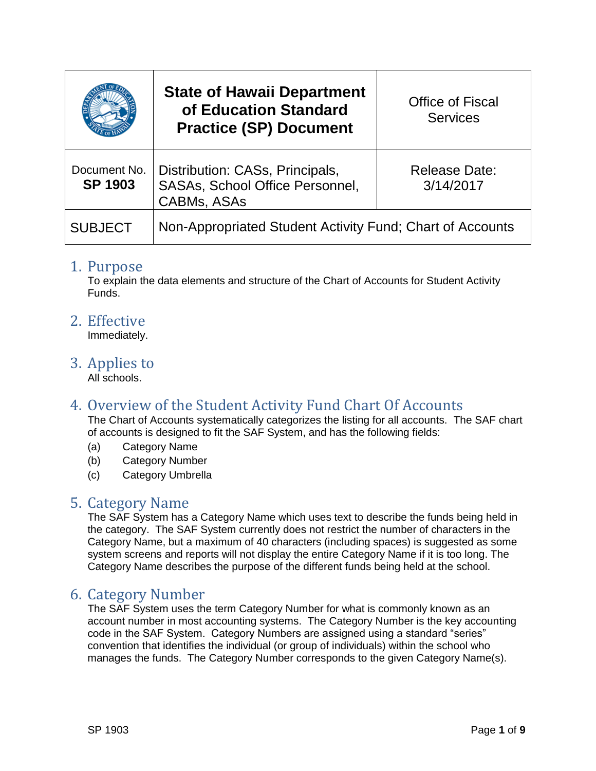| | State of Hawaii Department of Education Standard Practice (SP) Document | Office of Fiscal Services |
|---|---|---|
| Document No. **SP 1903** | Distribution: CASs, Principals, SASAs, School Office Personnel, CABMs, ASAs | Release Date: 3/14/2017 |
| SUBJECT | Non-Appropriated Student Activity Fund; Chart of Accounts | |

## 1. Purpose

To explain the data elements and structure of the Chart of Accounts for Student Activity Funds.

## 2. Effective

Immediately.

## 3. Applies to

All schools.

## 4. Overview of the Student Activity Fund Chart Of Accounts

The Chart of Accounts systematically categorizes the listing for all accounts. The SAF chart of accounts is designed to fit the SAF System, and has the following fields:

(a) Category Name
(b) Category Number
(c) Category Umbrella

## 5. Category Name

The SAF System has a Category Name which uses text to describe the funds being held in the category. The SAF System currently does not restrict the number of characters in the Category Name, but a maximum of 40 characters (including spaces) is suggested as some system screens and reports will not display the entire Category Name if it is too long. The Category Name describes the purpose of the different funds being held at the school.

## 6. Category Number

The SAF System uses the term Category Number for what is commonly known as an account number in most accounting systems. The Category Number is the key accounting code in the SAF System. Category Numbers are assigned using a standard "series" convention that identifies the individual (or group of individuals) within the school who manages the funds. The Category Number corresponds to the given Category Name(s).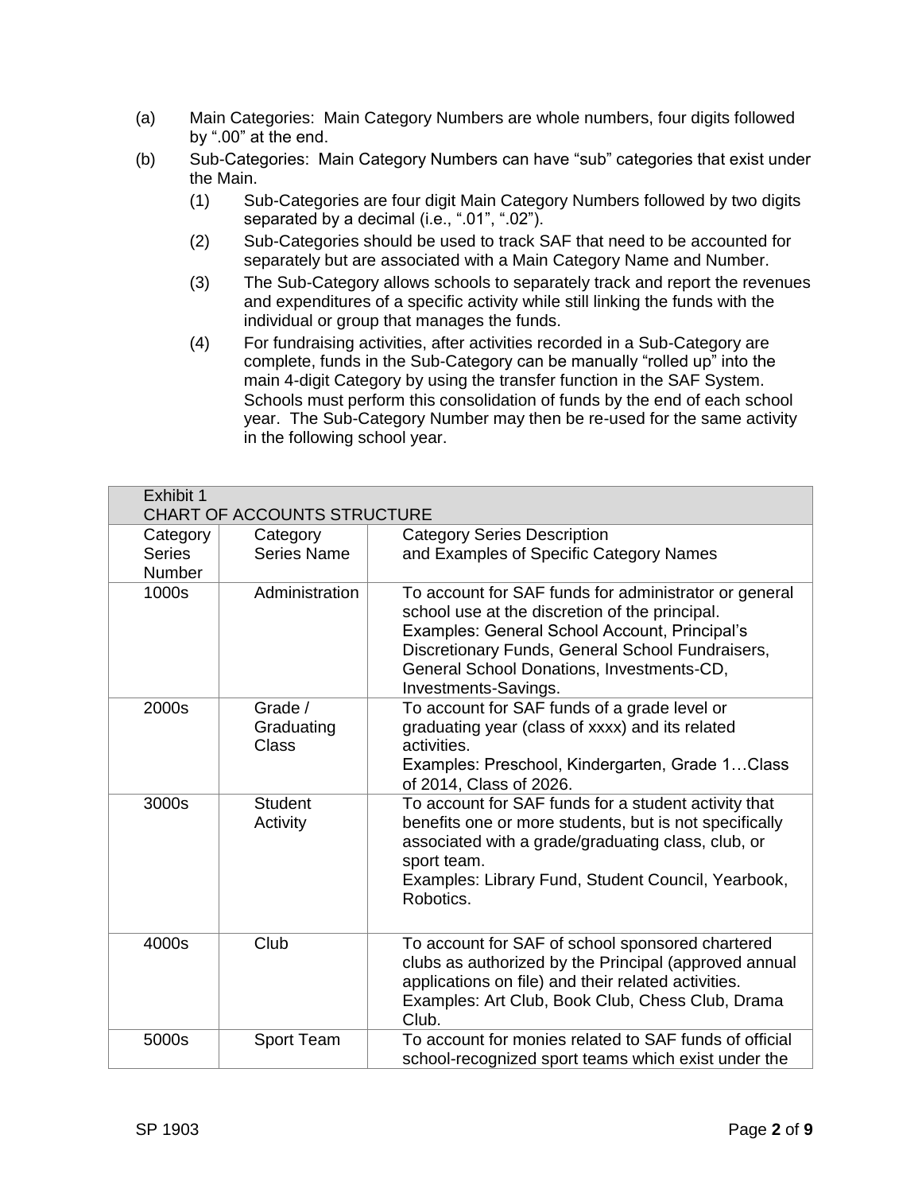(a) Main Categories: Main Category Numbers are whole numbers, four digits followed by ".00" at the end.

(b) Sub-Categories: Main Category Numbers can have "sub" categories that exist under the Main.

   (1) Sub-Categories are four digit Main Category Numbers followed by two digits separated by a decimal (i.e., ".01", ".02").

   (2) Sub-Categories should be used to track SAF that need to be accounted for separately but are associated with a Main Category Name and Number.

   (3) The Sub-Category allows schools to separately track and report the revenues and expenditures of a specific activity while still linking the funds with the individual or group that manages the funds.

   (4) For fundraising activities, after activities recorded in a Sub-Category are complete, funds in the Sub-Category can be manually "rolled up" into the main 4-digit Category by using the transfer function in the SAF System. Schools must perform this consolidation of funds by the end of each school year. The Sub-Category Number may then be re-used for the same activity in the following school year.

| Exhibit 1<br>CHART OF ACCOUNTS STRUCTURE | | |
|---|---|---|
| Category Series Number | Category Series Name | Category Series Description and Examples of Specific Category Names |
| 1000s | Administration | To account for SAF funds for administrator or general school use at the discretion of the principal.<br>Examples: General School Account, Principal's Discretionary Funds, General School Fundraisers, General School Donations, Investments-CD, Investments-Savings. |
| 2000s | Grade / Graduating Class | To account for SAF funds of a grade level or graduating year (class of xxxx) and its related activities.<br>Examples: Preschool, Kindergarten, Grade 1…Class of 2014, Class of 2026. |
| 3000s | Student Activity | To account for SAF funds for a student activity that benefits one or more students, but is not specifically associated with a grade/graduating class, club, or sport team.<br>Examples: Library Fund, Student Council, Yearbook, Robotics. |
| 4000s | Club | To account for SAF of school sponsored chartered clubs as authorized by the Principal (approved annual applications on file) and their related activities.<br>Examples: Art Club, Book Club, Chess Club, Drama Club. |
| 5000s | Sport Team | To account for monies related to SAF funds of official school-recognized sport teams which exist under the |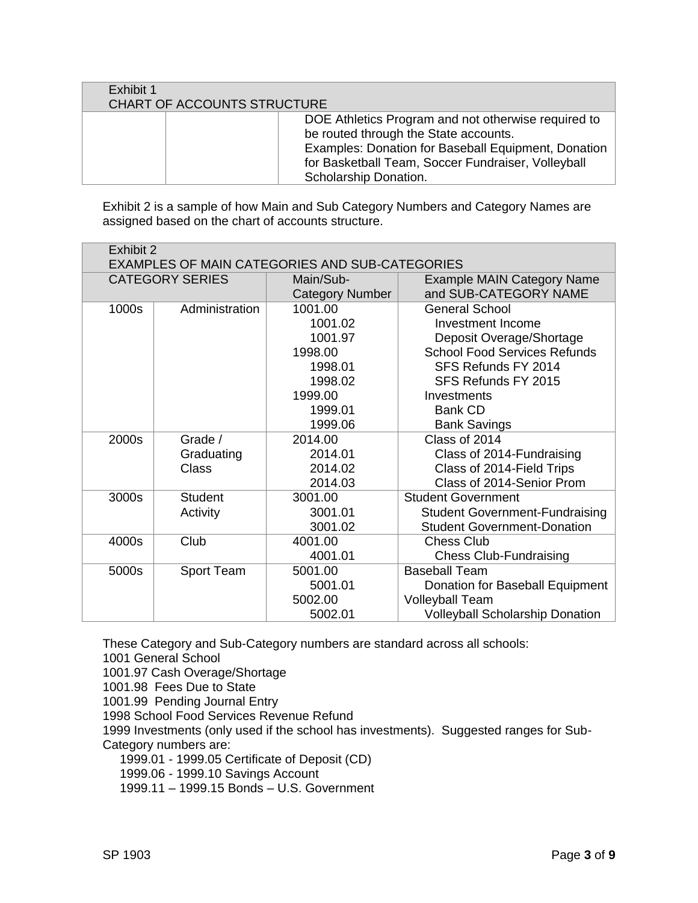| Exhibit 1<br>CHART OF ACCOUNTS STRUCTURE | | |
|---|---|---|
| | | DOE Athletics Program and not otherwise required to be routed through the State accounts.<br>Examples: Donation for Baseball Equipment, Donation for Basketball Team, Soccer Fundraiser, Volleyball Scholarship Donation. |

Exhibit 2 is a sample of how Main and Sub Category Numbers and Category Names are assigned based on the chart of accounts structure.

| Exhibit 2<br>EXAMPLES OF MAIN CATEGORIES AND SUB-CATEGORIES | | | |
|---|---|---|---|
| CATEGORY SERIES | | Main/Sub-Category Number | Example MAIN Category Name and SUB-CATEGORY NAME |
| 1000s | Administration | 1001.00 | General School |
| | | 1001.02 | Investment Income |
| | | 1001.97 | Deposit Overage/Shortage |
| | | 1998.00 | School Food Services Refunds |
| | | 1998.01 | SFS Refunds FY 2014 |
| | | 1998.02 | SFS Refunds FY 2015 |
| | | 1999.00 | Investments |
| | | 1999.01 | Bank CD |
| | | 1999.06 | Bank Savings |
| 2000s | Grade / Graduating Class | 2014.00 | Class of 2014 |
| | | 2014.01 | Class of 2014-Fundraising |
| | | 2014.02 | Class of 2014-Field Trips |
| | | 2014.03 | Class of 2014-Senior Prom |
| 3000s | Student Activity | 3001.00 | Student Government |
| | | 3001.01 | Student Government-Fundraising |
| | | 3001.02 | Student Government-Donation |
| 4000s | Club | 4001.00 | Chess Club |
| | | 4001.01 | Chess Club-Fundraising |
| 5000s | Sport Team | 5001.00 | Baseball Team |
| | | 5001.01 | Donation for Baseball Equipment |
| | | 5002.00 | Volleyball Team |
| | | 5002.01 | Volleyball Scholarship Donation |

These Category and Sub-Category numbers are standard across all schools:
1001 General School
1001.97 Cash Overage/Shortage
1001.98 Fees Due to State
1001.99 Pending Journal Entry
1998 School Food Services Revenue Refund
1999 Investments (only used if the school has investments). Suggested ranges for Sub-Category numbers are:

- 1999.01 - 1999.05 Certificate of Deposit (CD)
- 1999.06 - 1999.10 Savings Account
- 1999.11 – 1999.15 Bonds – U.S. Government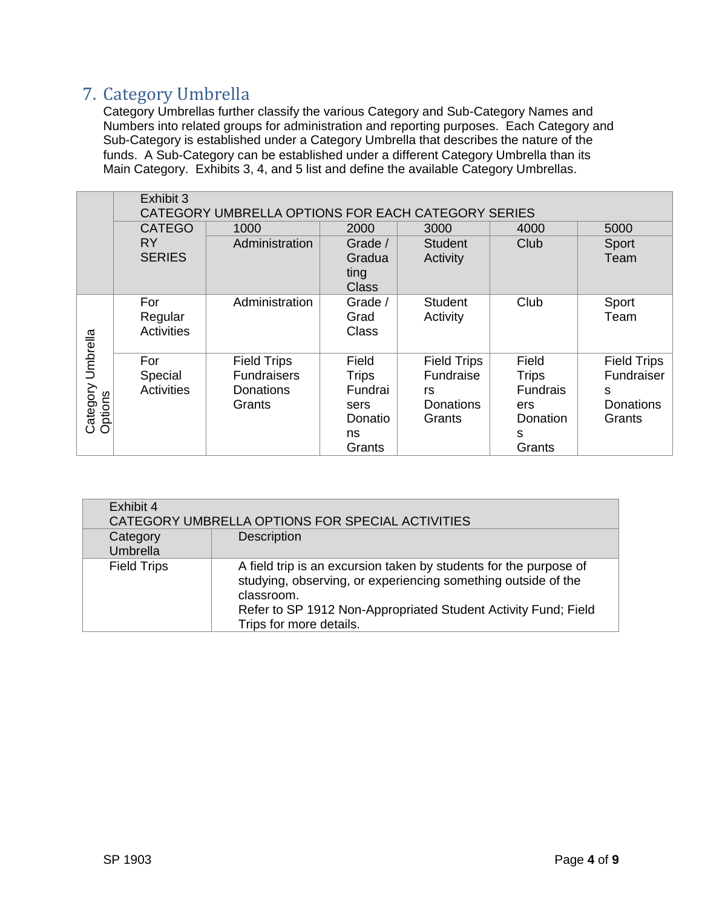## 7. Category Umbrella

Category Umbrellas further classify the various Category and Sub-Category Names and Numbers into related groups for administration and reporting purposes. Each Category and Sub-Category is established under a Category Umbrella that describes the nature of the funds. A Sub-Category can be established under a different Category Umbrella than its Main Category. Exhibits 3, 4, and 5 list and define the available Category Umbrellas.

| | Exhibit 3<br>CATEGORY UMBRELLA OPTIONS FOR EACH CATEGORY SERIES | | | | | |
|---|---|---|---|---|---|---|
| | CATEGORY SERIES | 1000<br>Administration | 2000<br>Grade / Graduating Class | 3000<br>Student Activity | 4000<br>Club | 5000<br>Sport Team |
| Category Umbrella Options | For Regular Activities | Administration | Grade / Grad Class | Student Activity | Club | Sport Team |
| | For Special Activities | Field Trips<br>Fundraisers<br>Donations<br>Grants | Field Trips<br>Fundraisers<br>Donations<br>Grants | Field Trips<br>Fundraisers<br>Donations<br>Grants | Field Trips<br>Fundraisers<br>Donations<br>Grants | Field Trips<br>Fundraisers<br>Donations<br>Grants |

| Exhibit 4<br>CATEGORY UMBRELLA OPTIONS FOR SPECIAL ACTIVITIES | |
|---|---|
| Category Umbrella | Description |
| Field Trips | A field trip is an excursion taken by students for the purpose of studying, observing, or experiencing something outside of the classroom.<br>Refer to SP 1912 Non-Appropriated Student Activity Fund; Field Trips for more details. |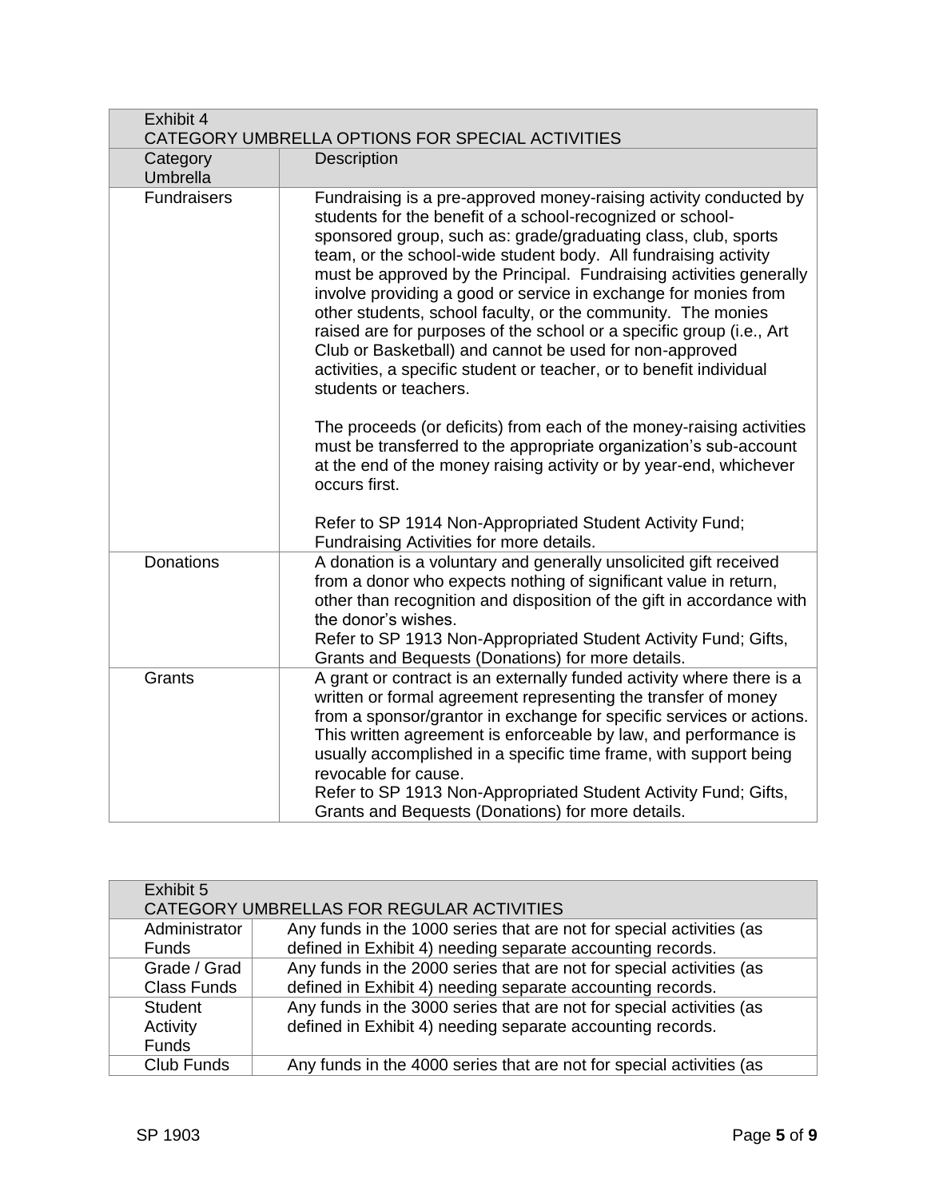| Exhibit 4<br>CATEGORY UMBRELLA OPTIONS FOR SPECIAL ACTIVITIES | |
|---|---|
| Category Umbrella | Description |
| Fundraisers | Fundraising is a pre-approved money-raising activity conducted by students for the benefit of a school-recognized or school-sponsored group, such as: grade/graduating class, club, sports team, or the school-wide student body. All fundraising activity must be approved by the Principal. Fundraising activities generally involve providing a good or service in exchange for monies from other students, school faculty, or the community. The monies raised are for purposes of the school or a specific group (i.e., Art Club or Basketball) and cannot be used for non-approved activities, a specific student or teacher, or to benefit individual students or teachers.<br><br>The proceeds (or deficits) from each of the money-raising activities must be transferred to the appropriate organization's sub-account at the end of the money raising activity or by year-end, whichever occurs first.<br><br>Refer to SP 1914 Non-Appropriated Student Activity Fund; Fundraising Activities for more details. |
| Donations | A donation is a voluntary and generally unsolicited gift received from a donor who expects nothing of significant value in return, other than recognition and disposition of the gift in accordance with the donor's wishes.<br>Refer to SP 1913 Non-Appropriated Student Activity Fund; Gifts, Grants and Bequests (Donations) for more details. |
| Grants | A grant or contract is an externally funded activity where there is a written or formal agreement representing the transfer of money from a sponsor/grantor in exchange for specific services or actions. This written agreement is enforceable by law, and performance is usually accomplished in a specific time frame, with support being revocable for cause.<br>Refer to SP 1913 Non-Appropriated Student Activity Fund; Gifts, Grants and Bequests (Donations) for more details. |

| Exhibit 5<br>CATEGORY UMBRELLAS FOR REGULAR ACTIVITIES | |
|---|---|
| Administrator Funds | Any funds in the 1000 series that are not for special activities (as defined in Exhibit 4) needing separate accounting records. |
| Grade / Grad Class Funds | Any funds in the 2000 series that are not for special activities (as defined in Exhibit 4) needing separate accounting records. |
| Student Activity Funds | Any funds in the 3000 series that are not for special activities (as defined in Exhibit 4) needing separate accounting records. |
| Club Funds | Any funds in the 4000 series that are not for special activities (as |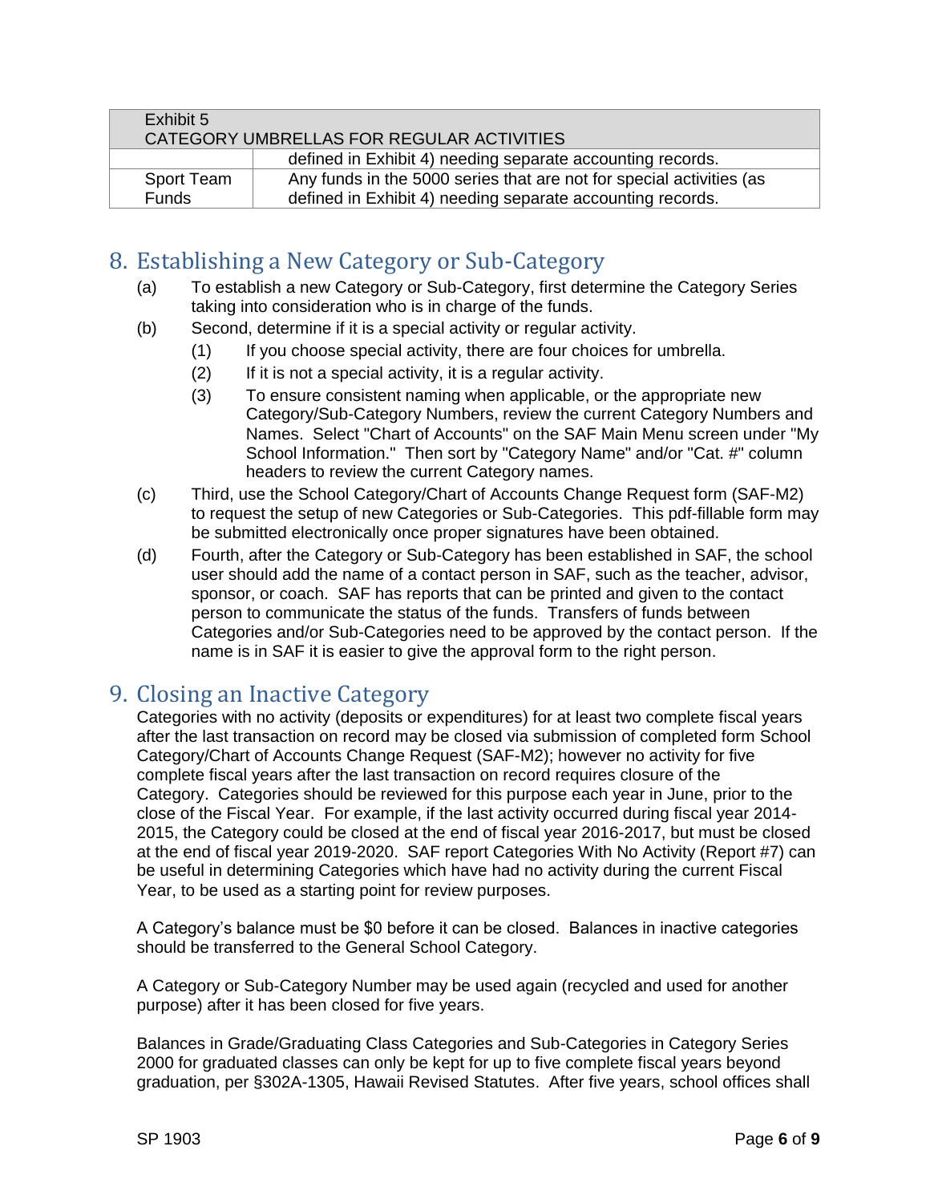| Exhibit 5<br>CATEGORY UMBRELLAS FOR REGULAR ACTIVITIES | |
|---|---|
| | defined in Exhibit 4) needing separate accounting records. |
| Sport Team Funds | Any funds in the 5000 series that are not for special activities (as defined in Exhibit 4) needing separate accounting records. |

## 8. Establishing a New Category or Sub-Category

(a) To establish a new Category or Sub-Category, first determine the Category Series taking into consideration who is in charge of the funds.

(b) Second, determine if it is a special activity or regular activity.

   (1) If you choose special activity, there are four choices for umbrella.

   (2) If it is not a special activity, it is a regular activity.

   (3) To ensure consistent naming when applicable, or the appropriate new Category/Sub-Category Numbers, review the current Category Numbers and Names. Select "Chart of Accounts" on the SAF Main Menu screen under "My School Information." Then sort by "Category Name" and/or "Cat. #" column headers to review the current Category names.

(c) Third, use the School Category/Chart of Accounts Change Request form (SAF-M2) to request the setup of new Categories or Sub-Categories. This pdf-fillable form may be submitted electronically once proper signatures have been obtained.

(d) Fourth, after the Category or Sub-Category has been established in SAF, the school user should add the name of a contact person in SAF, such as the teacher, advisor, sponsor, or coach. SAF has reports that can be printed and given to the contact person to communicate the status of the funds. Transfers of funds between Categories and/or Sub-Categories need to be approved by the contact person. If the name is in SAF it is easier to give the approval form to the right person.

## 9. Closing an Inactive Category

Categories with no activity (deposits or expenditures) for at least two complete fiscal years after the last transaction on record may be closed via submission of completed form School Category/Chart of Accounts Change Request (SAF-M2); however no activity for five complete fiscal years after the last transaction on record requires closure of the Category. Categories should be reviewed for this purpose each year in June, prior to the close of the Fiscal Year. For example, if the last activity occurred during fiscal year 2014-2015, the Category could be closed at the end of fiscal year 2016-2017, but must be closed at the end of fiscal year 2019-2020. SAF report Categories With No Activity (Report #7) can be useful in determining Categories which have had no activity during the current Fiscal Year, to be used as a starting point for review purposes.

A Category's balance must be $0 before it can be closed. Balances in inactive categories should be transferred to the General School Category.

A Category or Sub-Category Number may be used again (recycled and used for another purpose) after it has been closed for five years.

Balances in Grade/Graduating Class Categories and Sub-Categories in Category Series 2000 for graduated classes can only be kept for up to five complete fiscal years beyond graduation, per §302A-1305, Hawaii Revised Statutes. After five years, school offices shall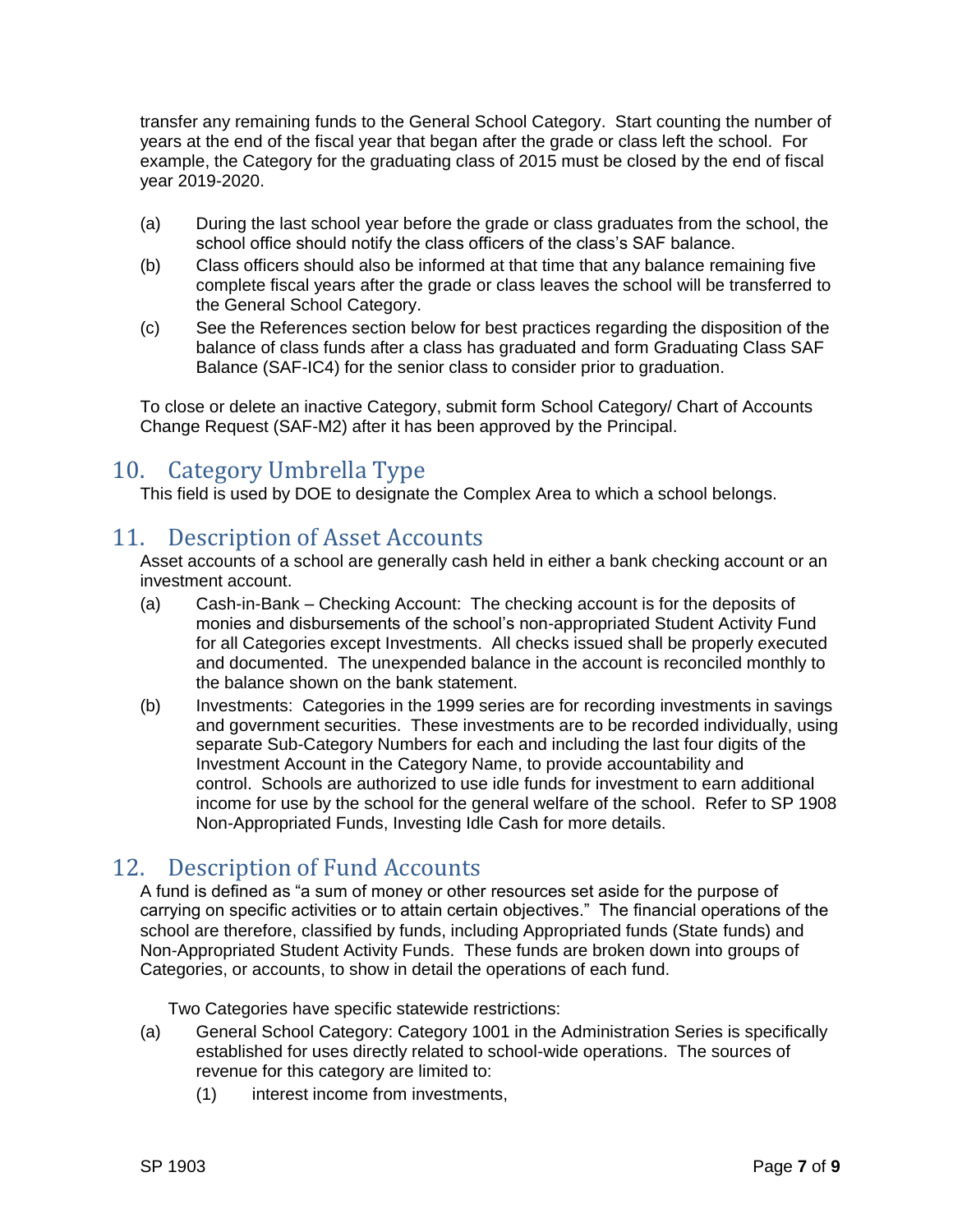transfer any remaining funds to the General School Category. Start counting the number of years at the end of the fiscal year that began after the grade or class left the school. For example, the Category for the graduating class of 2015 must be closed by the end of fiscal year 2019-2020.

(a) During the last school year before the grade or class graduates from the school, the school office should notify the class officers of the class's SAF balance.

(b) Class officers should also be informed at that time that any balance remaining five complete fiscal years after the grade or class leaves the school will be transferred to the General School Category.

(c) See the References section below for best practices regarding the disposition of the balance of class funds after a class has graduated and form Graduating Class SAF Balance (SAF-IC4) for the senior class to consider prior to graduation.

To close or delete an inactive Category, submit form School Category/ Chart of Accounts Change Request (SAF-M2) after it has been approved by the Principal.

## 10. Category Umbrella Type

This field is used by DOE to designate the Complex Area to which a school belongs.

## 11. Description of Asset Accounts

Asset accounts of a school are generally cash held in either a bank checking account or an investment account.

(a) Cash-in-Bank – Checking Account: The checking account is for the deposits of monies and disbursements of the school's non-appropriated Student Activity Fund for all Categories except Investments. All checks issued shall be properly executed and documented. The unexpended balance in the account is reconciled monthly to the balance shown on the bank statement.

(b) Investments: Categories in the 1999 series are for recording investments in savings and government securities. These investments are to be recorded individually, using separate Sub-Category Numbers for each and including the last four digits of the Investment Account in the Category Name, to provide accountability and control. Schools are authorized to use idle funds for investment to earn additional income for use by the school for the general welfare of the school. Refer to SP 1908 Non-Appropriated Funds, Investing Idle Cash for more details.

## 12. Description of Fund Accounts

A fund is defined as "a sum of money or other resources set aside for the purpose of carrying on specific activities or to attain certain objectives." The financial operations of the school are therefore, classified by funds, including Appropriated funds (State funds) and Non-Appropriated Student Activity Funds. These funds are broken down into groups of Categories, or accounts, to show in detail the operations of each fund.

Two Categories have specific statewide restrictions:

(a) General School Category: Category 1001 in the Administration Series is specifically established for uses directly related to school-wide operations. The sources of revenue for this category are limited to:

   (1) interest income from investments,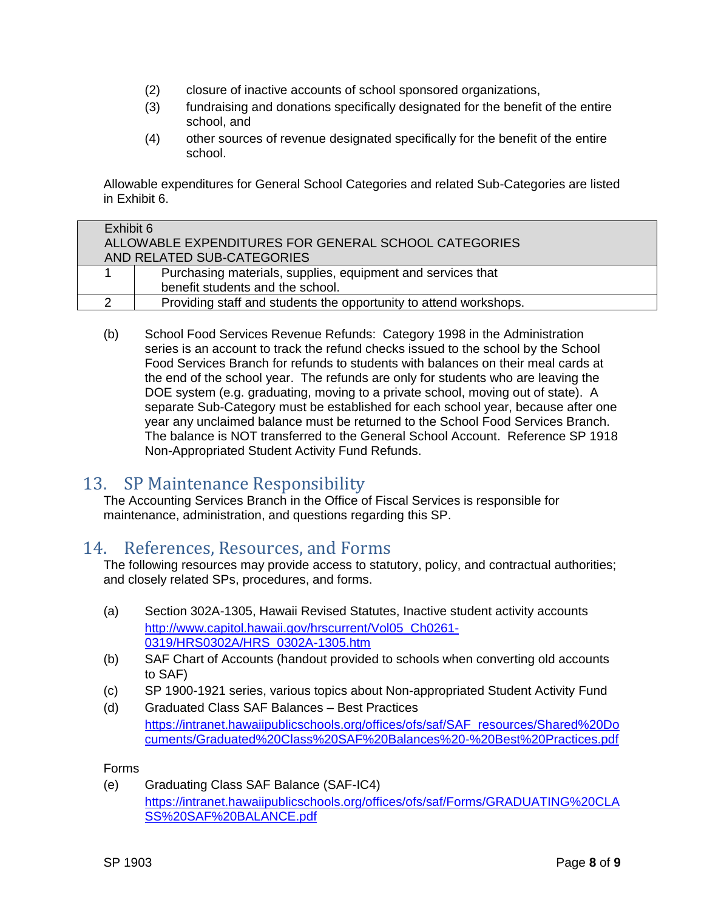(2) closure of inactive accounts of school sponsored organizations,

(3) fundraising and donations specifically designated for the benefit of the entire school, and

(4) other sources of revenue designated specifically for the benefit of the entire school.

Allowable expenditures for General School Categories and related Sub-Categories are listed in Exhibit 6.

| Exhibit 6<br>ALLOWABLE EXPENDITURES FOR GENERAL SCHOOL CATEGORIES AND RELATED SUB-CATEGORIES | |
|---|---|
| 1 | Purchasing materials, supplies, equipment and services that benefit students and the school. |
| 2 | Providing staff and students the opportunity to attend workshops. |

(b) School Food Services Revenue Refunds: Category 1998 in the Administration series is an account to track the refund checks issued to the school by the School Food Services Branch for refunds to students with balances on their meal cards at the end of the school year. The refunds are only for students who are leaving the DOE system (e.g. graduating, moving to a private school, moving out of state). A separate Sub-Category must be established for each school year, because after one year any unclaimed balance must be returned to the School Food Services Branch. The balance is NOT transferred to the General School Account. Reference SP 1918 Non-Appropriated Student Activity Fund Refunds.

## 13. SP Maintenance Responsibility

The Accounting Services Branch in the Office of Fiscal Services is responsible for maintenance, administration, and questions regarding this SP.

## 14. References, Resources, and Forms

The following resources may provide access to statutory, policy, and contractual authorities; and closely related SPs, procedures, and forms.

(a) Section 302A-1305, Hawaii Revised Statutes, Inactive student activity accounts
http://www.capitol.hawaii.gov/hrscurrent/Vol05_Ch0261-0319/HRS0302A/HRS_0302A-1305.htm

(b) SAF Chart of Accounts (handout provided to schools when converting old accounts to SAF)

(c) SP 1900-1921 series, various topics about Non-appropriated Student Activity Fund

(d) Graduated Class SAF Balances – Best Practices
https://intranet.hawaiipublicschools.org/offices/ofs/saf/SAF_resources/Shared%20Documents/Graduated%20Class%20SAF%20Balances%20-%20Best%20Practices.pdf

Forms

(e) Graduating Class SAF Balance (SAF-IC4)
https://intranet.hawaiipublicschools.org/offices/ofs/saf/Forms/GRADUATING%20CLASS%20SAF%20BALANCE.pdf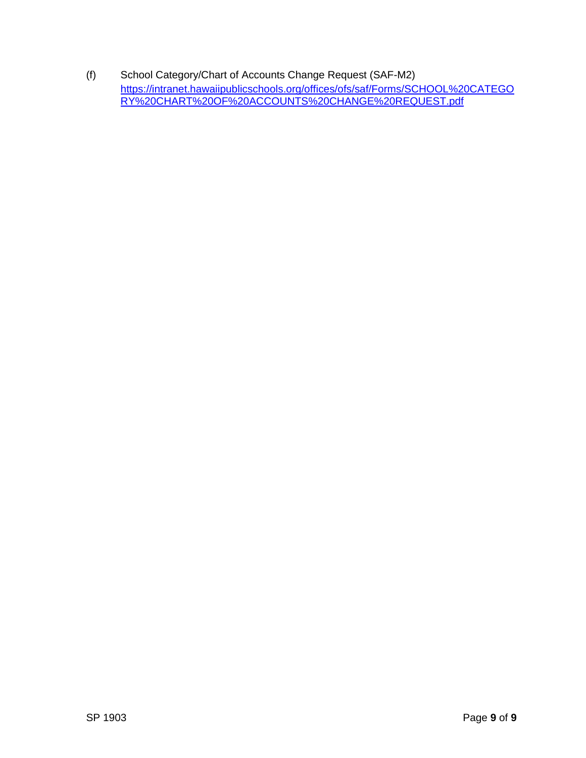(f) School Category/Chart of Accounts Change Request (SAF-M2)
https://intranet.hawaiipublicschools.org/offices/ofs/saf/Forms/SCHOOL%20CATEGORY%20CHART%20OF%20ACCOUNTS%20CHANGE%20REQUEST.pdf